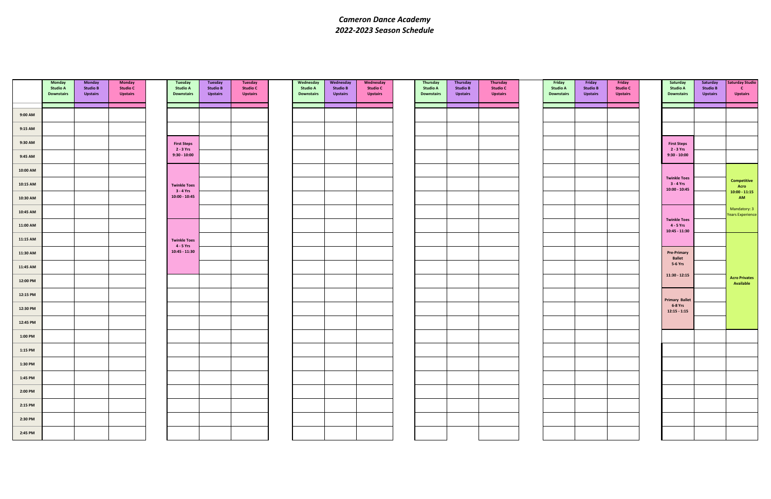# *Cameron Dance Academy*
## *2022-2023 Season Schedule*

| | Monday Studio A Downstairs | Monday Studio B Upstairs | Monday Studio C Upstairs | Tuesday Studio A Downstairs | Tuesday Studio B Upstairs | Tuesday Studio C Upstairs | Wednesday Studio A Downstairs | Wednesday Studio B Upstairs | Wednesday Studio C Upstairs | Thursday Studio A Downstairs | Thursday Studio B Upstairs | Thursday Studio C Upstairs | Friday Studio A Downstairs | Friday Studio B Upstairs | Friday Studio C Upstairs | Saturday Studio A Downstairs | Saturday Studio B Upstairs | Saturday Studio C Upstairs |
|---|---|---|---|---|---|---|---|---|---|---|---|---|---|---|---|---|---|---|
| 9:00 AM | | | | | | | | | | | | | | | | | | |
| 9:15 AM | | | | | | | | | | | | | | | | | | |
| 9:30 AM | | | | First Steps 2 - 3 Yrs 9:30 - 10:00 | | | | | | | | | | | | First Steps 2 - 3 Yrs 9:30 - 10:00 | | |
| 9:45 AM | | | | | | | | | | | | | | | | | | |
| 10:00 AM | | | | Twinkle Toes 3 - 4 Yrs 10:00 - 10:45 | | | | | | | | | | | | Twinkle Toes 3 - 4 Yrs 10:00 - 10:45 | | Competitive Acro 10:00 - 11:15 AM Mandatory: 3 Years Experience |
| 10:15 AM | | | | | | | | | | | | | | | | | | |
| 10:30 AM | | | | | | | | | | | | | | | | | | |
| 10:45 AM | | | | | | | | | | | | | | | | Twinkle Toes 4 - 5 Yrs 10:45 - 11:30 | | |
| 11:00 AM | | | | Twinkle Toes 4 - 5 Yrs 10:45 - 11:30 | | | | | | | | | | | | | | |
| 11:15 AM | | | | | | | | | | | | | | | | | | Acro Privates Available |
| 11:30 AM | | | | | | | | | | | | | | | | Pre-Primary Ballet 5-6 Yrs 11:30 - 12:15 | | |
| 11:45 AM | | | | | | | | | | | | | | | | | | |
| 12:00 PM | | | | | | | | | | | | | | | | | | |
| 12:15 PM | | | | | | | | | | | | | | | | Primary Ballet 6-8 Yrs 12:15 - 1:15 | | |
| 12:30 PM | | | | | | | | | | | | | | | | | | |
| 12:45 PM | | | | | | | | | | | | | | | | | | |
| 1:00 PM | | | | | | | | | | | | | | | | | | |
| 1:15 PM | | | | | | | | | | | | | | | | | | |
| 1:30 PM | | | | | | | | | | | | | | | | | | |
| 1:45 PM | | | | | | | | | | | | | | | | | | |
| 2:00 PM | | | | | | | | | | | | | | | | | | |
| 2:15 PM | | | | | | | | | | | | | | | | | | |
| 2:30 PM | | | | | | | | | | | | | | | | | | |
| 2:45 PM | | | | | | | | | | | | | | | | | | |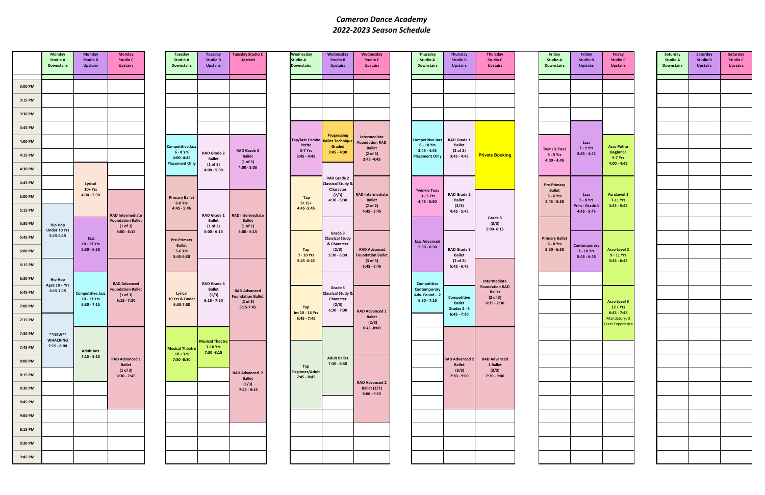# *Cameron Dance Academy*
# *2022-2023 Season Schedule*

| | Monday Studio A Downstairs | Monday Studio B Upstairs | Monday Studio C Upstairs | Tuesday Studio A Downstairs | Tuesday Studio B Upstairs | Tuesday Studio C Upstairs | Wednesday Studio A Downstairs | Wednesday Studio B Upstairs | Wednesday Studio C Upstairs | Thursday Studio A Downstairs | Thursday Studio B Upstairs | Thursday Studio C Upstairs | Friday Studio A Downstairs | Friday Studio B Upstairs | Friday Studio C Upstairs | Saturday Studio A Downstairs | Saturday Studio B Upstairs | Saturday Studio C Upstairs |
|---|---|---|---|---|---|---|---|---|---|---|---|---|---|---|---|---|---|---|
| **3:00 PM** | | | | | | | | | | | | | | | | | | |
| **3:15 PM** | | | | | | | | | | | | | | | | | | |
| **3:30 PM** | | | | | | | | | | | | | | | | | | |
| **3:45 PM** | | | | | | | Tap/Jazz Combo Petite 5-7 Yrs 3:45 - 4:45 | Progressing Ballet Technique Graded 3:45 - 4:30 | Intermediate Foundation RAD Ballet (2 of 3) 3:45 -4:45 | Competitive Jazz 8 - 10 Yrs 3:45 - 4:45 Placement Only | RAD Grade 1 Ballet (2 of 2) 3:45 - 4:45 | Private Booking | | Jazz 7 - 9 Yrs 3:45 - 4:45 | | | | |
| **4:00 PM** | | | | Competitive Jazz 6 - 8 Yrs 4:00 -4:45 Placement Only | RAD Grade 2 Ballet (1 of 3) 4:00 - 5:00 | RAD Grade 3 Ballet (1 of 3) 4:00 - 5:00 | | | | | | | Twinkle Toes 3 - 5 Yrs 4:00 - 4:45 | | Acro Petite Beginner 5-7 Yrs 4:00 - 4:45 | | | |
| **4:15 PM** | | | | | | | | | | | | | | | | | | |
| **4:30 PM** | | Lyrical 10+ Yrs 4:30 - 5:30 | | | | | | RAD Grade 2 Classical Study & Character (2/3) 4:30 - 5:30 | | | | | | | | | | |
| **4:45 PM** | | | | Primary Ballet 6-8 Yrs 4:45 - 5:45 | | | Tap Sr 15+ 4:45 -5:45 | | RAD Intermediate Ballet (2 of 2) 4:45 - 5:45 | Twinkle Toes 3 - 5 Yrs 4:45 - 5:30 | RAD Grade 2 Ballet (2/3) 4:45 - 5:45 | | Pre-Primary Ballet 5 - 6 Yrs 4:45 - 5:30 | Jazz 5 - 8 Yrs Prim - Grade 1 4:45 - 5:45 | AcroLevel 1 7-11 Yrs 4:45 - 5:45 | | | |
| **5:00 PM** | | | RAD Intermediate Foundation Ballet (1 of 3) 5:00 - 6:15 | | RAD Grade 1 Ballet (1 of 2) 5:00 - 6:15 | RAD Intermediate Ballet (1 of 2) 5:00 - 6:15 | | | | | | Grade 5 (3/3) 5:00- 6:15 | | | | | | |
| **5:15 PM** | Hip Hop Under 10 Yrs 5:15-6:15 | | | | | | | | | | | | | | | | | |
| **5:30 PM** | | Jazz 10 - 13 Yrs 5:30 - 6:30 | | | | | | Grade 3 Classical Study & Character (2/3) 5:30 - 6:30 | | Jazz Advanced 5:30 - 6:30 | | | Primary Ballet 6 - 8 Yrs 5:30 - 6:30 | | | | | |
| **5:45 PM** | | | | Pre-Primary Ballet 5-6 Yrs 5:45-6:30 | | | Tap 7 - 10 Yrs 5:45 -6:45 | | RAD Advanced Foundation Ballet (3 of 3) 5:45 - 6:45 | | RAD Grade 3 Ballet (2 of 2) 5:45 - 6:45 | | | Contemporary 7 - 10 Yrs 5:45 - 6:45 | Acro Level 2 9 - 11 Yrs 5:45 - 6:45 | | | |
| **6:00 PM** | | | | | | | | | | | | | | | | | | |
| **6:15 PM** | Hip Hop Ages 10 + Yrs 6:15-7:15 | | RAD Advanced Foundation Ballet (1 of 3) 6:15 - 7:30 | | RAD Grade 5 Ballet (1/3) 6:15 - 7:30 | RAD Advanced Foundation Ballet (2 of 3) 6:15-7:45 | | | | | | Intermediate Foundation RAD Ballet (2 of 3) 6:15 - 7:30 | | | | | | |
| **6:30 PM** | | Competitive Jazz 10 - 13 Yrs 6:30 - 7:15 | | Lyrical 10 Yrs & Under 6:30-7:30 | | | | Grade 5 Classical Study & Character (2/3) 6:30 - 7:30 | | Competitive Contemporary Adv. Found - 2 6:30 - 7:15 | | | | | | | | |
| **6:45 PM** | | | | | | | Tap Int 10 - 14 Yrs 6:45 - 7:45 | | RAD Advanced 1 Ballet (2/3) 6:45 -8:00 | | Competitive Ballet Grades 2 - 5 6:45 - 7:30 | | | | Acro Level 3 12 + Yrs 6:45 - 7:45 Mandatory: 3 Years Experience | | | |
| **7:00 PM** | | | | | | | | | | | | | | | | | | |
| **7:15 PM** | **NEW** WHACKING 7:15 - 8:00 | Adult Jazz 7:15 - 8:15 | | | | | | | | | | | | | | | | |
| **7:30 PM** | | | RAD Advanced 1 Ballet (1 of 3) 6:30 - 7:45 | Musical Theatre 10 + Yrs 7:30 -8:30 | Musical Theatre 7-10 Yrs 7:30 -8:15 | | | Adult Ballet 7:30 - 8:30 | | | RAD Advanced 2 Ballet (3/3) 7:30 - 9:00 | RAD Advanced 1 Ballet (3/3) 7:30 - 9:00 | | | | | | |
| **7:45 PM** | | | | | | RAD Advanced 2 Ballet (1/3) 7:45 - 9:15 | Tap Beginner/Adult 7:45 - 8:45 | | | | | | | | | | | |
| **8:00 PM** | | | | | | | | | RAD Advanced 2 Ballet (2/3) 8:00 - 9:15 | | | | | | | | | |
| **8:15 PM** | | | | | | | | | | | | | | | | | | |
| **8:30 PM** | | | | | | | | | | | | | | | | | | |
| **8:45 PM** | | | | | | | | | | | | | | | | | | |
| **9:00 PM** | | | | | | | | | | | | | | | | | | |
| **9:15 PM** | | | | | | | | | | | | | | | | | | |
| **9:30 PM** | | | | | | | | | | | | | | | | | | |
| **9:45 PM** | | | | | | | | | | | | | | | | | | |